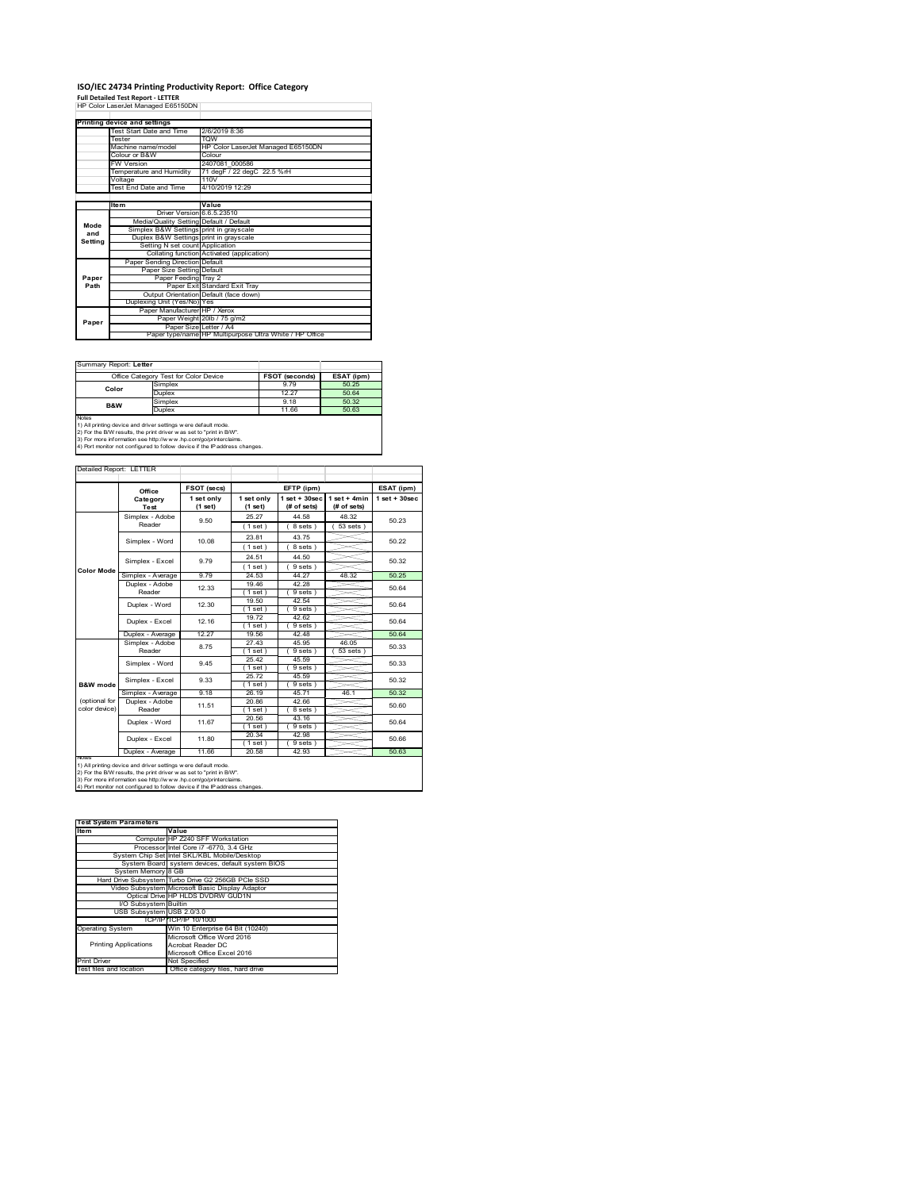# ISO/IEC 24734 Printing Productivity Report: Office Category

**Full Detailed Test Report - LETTER**

HP Color LaserJet Managed E65150DN

| Printing device and settings | |
|---|---|
| Test Start Date and Time | 2/6/2019 8:36 |
| Tester | TQW |
| Machine name/model | HP Color LaserJet Managed E65150DN |
| Colour or B&W | Colour |
| FW Version | 2407081_000586 |
| Temperature and Humidity | 71 degF / 22 degC 22.5 %rH |
| Voltage | 110V |
| Test End Date and Time | 4/10/2019 12:29 |

| | Item | Value |
|---|---|---|
| Mode and Setting | Driver Version | 6.6.5.23510 |
| | Media/Quality Setting | Default / Default |
| | Simplex B&W Settings | print in grayscale |
| | Duplex B&W Settings | print in grayscale |
| | Setting N set count | Application |
| | Collating function | Activated (application) |
| Paper Path | Paper Sending Direction | Default |
| | Paper Size Setting | Default |
| | Paper Feeding | Tray 2 |
| | Paper Exit | Standard Exit Tray |
| | Output Orientation | Default (face down) |
| | Duplexing Unit (Yes/No) | Yes |
| Paper | Paper Manufacturer | HP / Xerox |
| | Paper Weight | 20lb / 75 g/m2 |
| | Paper Size | Letter / A4 |
| | Paper type/name | HP Multipurpose Ultra White / HP Office |

Summary Report: **Letter**

| Office Category Test for Color Device | | FSOT (seconds) | ESAT (ipm) |
|---|---|---|---|
| Color | Simplex | 9.79 | 50.25 |
| | Duplex | 12.27 | 50.64 |
| B&W | Simplex | 9.18 | 50.32 |
| | Duplex | 11.66 | 50.63 |

Notes
1) All printing device and driver settings were default mode.
2) For the B/W results, the print driver was set to "print in B/W".
3) For more information see http://www.hp.com/go/printerclaims.
4) Port monitor not configured to follow device if the IP address changes.

Detailed Report: LETTER

| | Office Category Test | FSOT (secs) 1 set only (1 set) | EFTP (ipm) 1 set only (1 set) | 1 set + 30sec (# of sets) | 1 set + 4min (# of sets) | ESAT (ipm) 1 set + 30sec |
|---|---|---|---|---|---|---|
| Color Mode | Simplex - Adobe Reader | 9.50 | 25.27 (1 set) | 44.58 (8 sets) | 48.32 (53 sets) | 50.23 |
| | Simplex - Word | 10.08 | 23.81 (1 set) | 43.75 (8 sets) | | 50.22 |
| | Simplex - Excel | 9.79 | 24.51 (1 set) | 44.50 (9 sets) | | 50.32 |
| | Simplex - Average | 9.79 | 24.53 | 44.27 | 48.32 | 50.25 |
| | Duplex - Adobe Reader | 12.33 | 19.46 (1 set) | 42.28 (9 sets) | | 50.64 |
| | Duplex - Word | 12.30 | 19.50 (1 set) | 42.54 (9 sets) | | 50.64 |
| | Duplex - Excel | 12.16 | 19.72 (1 set) | 42.62 (9 sets) | | 50.64 |
| | Duplex - Average | 12.27 | 19.56 | 42.48 | | 50.64 |
| B&W mode (optional for color device) | Simplex - Adobe Reader | 8.75 | 27.43 (1 set) | 45.95 (9 sets) | 46.05 (53 sets) | 50.33 |
| | Simplex - Word | 9.45 | 25.42 (1 set) | 45.59 (9 sets) | | 50.33 |
| | Simplex - Excel | 9.33 | 25.72 (1 set) | 45.59 (9 sets) | | 50.32 |
| | Simplex - Average | 9.18 | 26.19 | 45.71 | 46.1 | 50.32 |
| | Duplex - Adobe Reader | 11.51 | 20.86 (1 set) | 42.66 (8 sets) | | 50.60 |
| | Duplex - Word | 11.67 | 20.56 (1 set) | 43.16 (9 sets) | | 50.64 |
| | Duplex - Excel | 11.80 | 20.34 (1 set) | 42.98 (9 sets) | | 50.66 |
| | Duplex - Average | 11.66 | 20.58 | 42.93 | | 50.63 |

Notes
1) All printing device and driver settings were default mode.
2) For the B/W results, the print driver was set to "print in B/W".
3) For more information see http://www.hp.com/go/printerclaims.
4) Port monitor not configured to follow device if the IP address changes.

| Test System Parameters | |
|---|---|
| **Item** | **Value** |
| Computer | HP Z240 SFF Workstation |
| Processor | Intel Core i7 -6770, 3.4 GHz |
| System Chip Set | Intel SKL/KBL Mobile/Desktop |
| System Board | system devices, default system BIOS |
| System Memory | 8 GB |
| Hard Drive Subsystem | Turbo Drive G2 256GB PCIe SSD |
| Video Subsystem | Microsoft Basic Display Adaptor |
| Optical Drive | HP HLDS DVDRW GUD1N |
| I/O Subsystem | Builtin |
| USB Subsystem | USB 2.0/3.0 |
| TCP/IP | TCP/IP 10/1000 |
| Operating System | Win 10 Enterprise 64 Bit (10240) |
| Printing Applications | Microsoft Office Word 2016<br>Acrobat Reader DC<br>Microsoft Office Excel 2016 |
| Print Driver | Not Specified |
| Test files and location | Office category files, hard drive |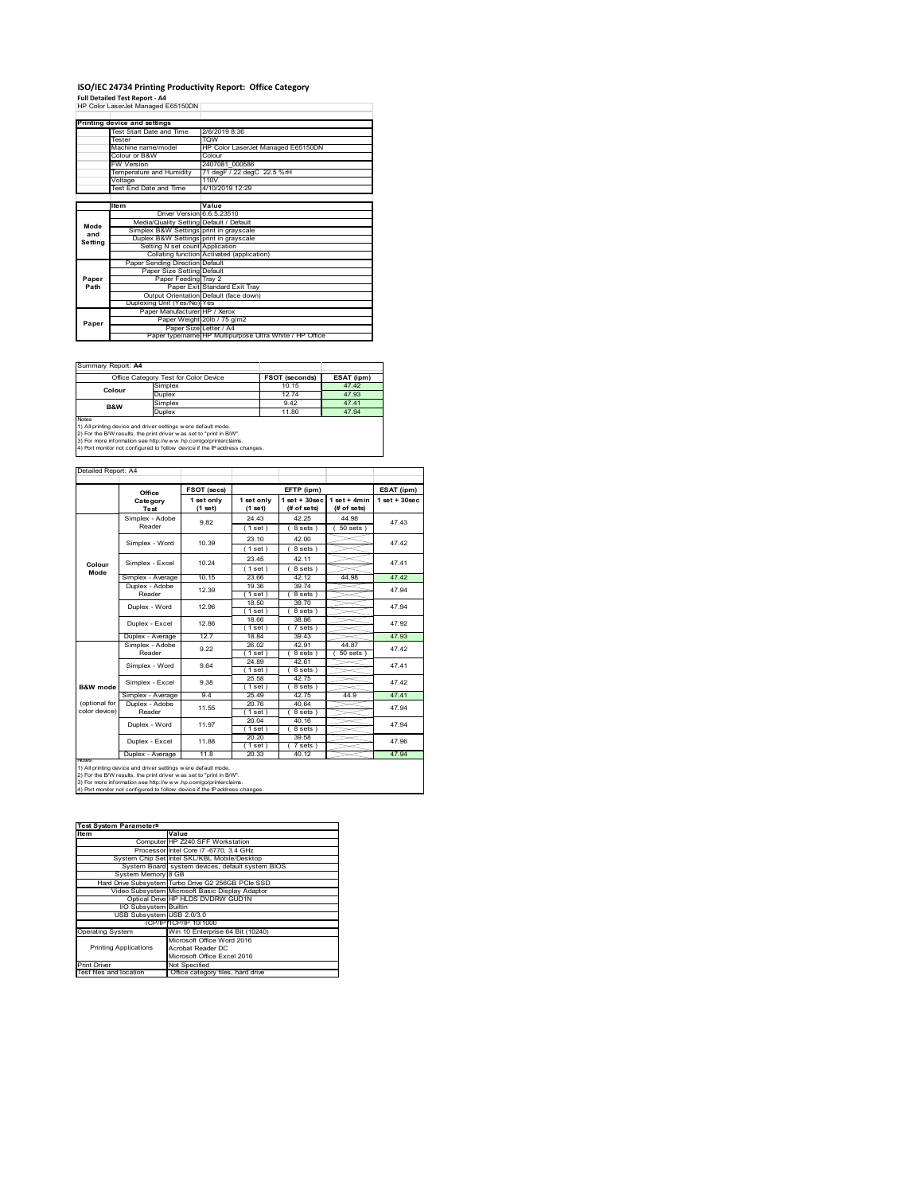# ISO/IEC 24734 Printing Productivity Report: Office Category

**Full Detailed Test Report - A4**

HP Color LaserJet Managed E65150DN

| Printing device and settings | |
|---|---|
| Test Start Date and Time | 2/6/2019 8:36 |
| Tester | TQW |
| Machine name/model | HP Color LaserJet Managed E65150DN |
| Colour or B&W | Colour |
| FW Version | 2407081_000586 |
| Temperature and Humidity | 71 degF / 22 degC 22.5 %rH |
| Voltage | 110V |
| Test End Date and Time | 4/10/2019 12:29 |

| | Item | Value |
|---|---|---|
| Mode and Setting | Driver Version | 6.6.5.23510 |
| | Media/Quality Setting | Default / Default |
| | Simplex B&W Settings | print in grayscale |
| | Duplex B&W Settings | print in grayscale |
| | Setting N set count | Application |
| | Collating function | Activated (application) |
| Paper Path | Paper Sending Direction | Default |
| | Paper Size Setting | Default |
| | Paper Feeding | Tray 2 |
| | Paper Exit | Standard Exit Tray |
| | Output Orientation | Default (face down) |
| | Duplexing Unit (Yes/No) | Yes |
| Paper | Paper Manufacturer | HP / Xerox |
| | Paper Weight | 20lb / 75 g/m2 |
| | Paper Size | Letter / A4 |
| | Paper type/name | HP Multipurpose Ultra White / HP Office |

Summary Report: **A4**

| Office Category Test for Color Device | | FSOT (seconds) | ESAT (ipm) |
|---|---|---|---|
| Colour | Simplex | 10.15 | 47.42 |
| | Duplex | 12.74 | 47.93 |
| B&W | Simplex | 9.42 | 47.41 |
| | Duplex | 11.80 | 47.94 |

Notes
1) All printing device and driver settings were default mode.
2) For the B/W results, the print driver was set to "print in B/W".
3) For more information see http://www.hp.com/go/printerclaims.
4) Port monitor not configured to follow device if the IP address changes.

Detailed Report: A4

| | Office Category Test | FSOT (secs) 1 set only (1 set) | EFTP (ipm) 1 set only (1 set) | EFTP (ipm) 1 set + 30sec (# of sets) | EFTP (ipm) 1 set + 4min (# of sets) | ESAT (ipm) 1 set + 30sec |
|---|---|---|---|---|---|---|
| Colour Mode | Simplex - Adobe Reader | 9.82 | 24.43 (1 set) | 42.25 (8 sets) | 44.98 (50 sets) | 47.43 |
| | Simplex - Word | 10.39 | 23.10 (1 set) | 42.00 (8 sets) | | 47.42 |
| | Simplex - Excel | 10.24 | 23.45 (1 set) | 42.11 (8 sets) | | 47.41 |
| | Simplex - Average | 10.15 | 23.66 | 42.12 | 44.98 | 47.42 |
| | Duplex - Adobe Reader | 12.39 | 19.36 (1 set) | 39.74 (8 sets) | | 47.94 |
| | Duplex - Word | 12.96 | 18.50 (1 set) | 39.70 (8 sets) | | 47.94 |
| | Duplex - Excel | 12.86 | 18.66 (1 set) | 38.86 (7 sets) | | 47.92 |
| | Duplex - Average | 12.7 | 18.84 | 39.43 | | 47.93 |
| B&W mode (optional for color device) | Simplex - Adobe Reader | 9.22 | 26.02 (1 set) | 42.91 (8 sets) | 44.87 (50 sets) | 47.42 |
| | Simplex - Word | 9.64 | 24.89 (1 set) | 42.61 (8 sets) | | 47.41 |
| | Simplex - Excel | 9.38 | 25.58 (1 set) | 42.75 (8 sets) | | 47.42 |
| | Simplex - Average | 9.4 | 25.49 | 42.75 | 44.9 | 47.41 |
| | Duplex - Adobe Reader | 11.55 | 20.76 (1 set) | 40.64 (8 sets) | | 47.94 |
| | Duplex - Word | 11.97 | 20.04 (1 set) | 40.16 (8 sets) | | 47.94 |
| | Duplex - Excel | 11.88 | 20.20 (1 set) | 39.58 (7 sets) | | 47.96 |
| | Duplex - Average | 11.8 | 20.33 | 40.12 | | 47.94 |

Notes
1) All printing device and driver settings were default mode.
2) For the B/W results, the print driver was set to "print in B/W".
3) For more information see http://www.hp.com/go/printerclaims.
4) Port monitor not configured to follow device if the IP address changes.

| Test System Parameters | |
|---|---|
| **Item** | **Value** |
| Computer | HP Z240 SFF Workstation |
| Processor | Intel Core i7 -6770, 3.4 GHz |
| System Chip Set | Intel SKL/KBL Mobile/Desktop |
| System Board | system devices, default system BIOS |
| System Memory | 8 GB |
| Hard Drive Subsystem | Turbo Drive G2 256GB PCIe SSD |
| Video Subsystem | Microsoft Basic Display Adaptor |
| Optical Drive | HP HLDS DVDRW GUD1N |
| I/O Subsystem | Builtin |
| USB Subsystem | USB 2.0/3.0 |
| TCP/IP | TCP/IP 10/1000 |
| Operating System | Win 10 Enterprise 64 Bit (10240) |
| Printing Applications | Microsoft Office Word 2016<br>Acrobat Reader DC<br>Microsoft Office Excel 2016 |
| Print Driver | Not Specified |
| Test files and location | Office category files, hard drive |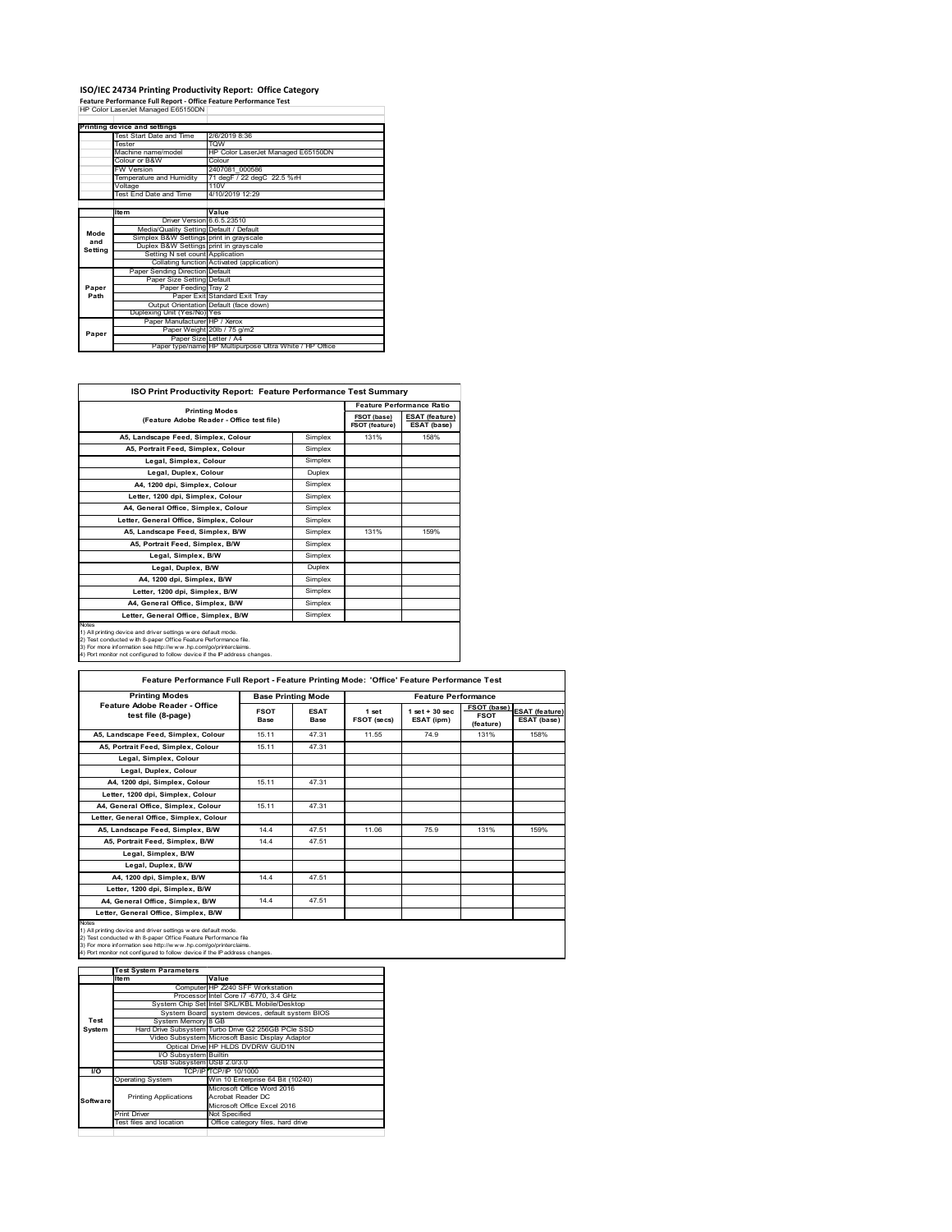# ISO/IEC 24734 Printing Productivity Report: Office Category

**Feature Performance Full Report - Office Feature Performance Test**

HP Color LaserJet Managed E65150DN

| | Printing device and settings | |
|---|---|---|
| | Test Start Date and Time | 2/6/2019 8:36 |
| | Tester | TQW |
| | Machine name/model | HP Color LaserJet Managed E65150DN |
| | Colour or B&W | Colour |
| | FW Version | 2407081_000586 |
| | Temperature and Humidity | 71 degF / 22 degC 22.5 %rH |
| | Voltage | 110V |
| | Test End Date and Time | 4/10/2019 12:29 |

| | Item | Value |
|---|---|---|
| Mode and Setting | Driver Version | 6.6.5.23510 |
| | Media/Quality Setting | Default / Default |
| | Simplex B&W Settings | print in grayscale |
| | Duplex B&W Settings | print in grayscale |
| | Setting N set count | Application |
| | Collating function | Activated (application) |
| Paper Path | Paper Sending Direction | Default |
| | Paper Size Setting | Default |
| | Paper Feeding | Tray 2 |
| | Paper Exit | Standard Exit Tray |
| | Output Orientation | Default (face down) |
| | Duplexing Unit (Yes/No) | Yes |
| Paper | Paper Manufacturer | HP / Xerox |
| | Paper Weight | 20lb / 75 g/m2 |
| | Paper Size | Letter / A4 |
| | Paper type/name | HP Multipurpose Ultra White / HP Office |

## ISO Print Productivity Report: Feature Performance Test Summary

| Printing Modes (Feature Adobe Reader - Office test file) | | Feature Performance Ratio | |
|---|---|---|---|
| | | FSOT (base) / FSOT (feature) | ESAT (feature) / ESAT (base) |
| A5, Landscape Feed, Simplex, Colour | Simplex | 131% | 158% |
| A5, Portrait Feed, Simplex, Colour | Simplex | | |
| Legal, Simplex, Colour | Simplex | | |
| Legal, Duplex, Colour | Duplex | | |
| A4, 1200 dpi, Simplex, Colour | Simplex | | |
| Letter, 1200 dpi, Simplex, Colour | Simplex | | |
| A4, General Office, Simplex, Colour | Simplex | | |
| Letter, General Office, Simplex, Colour | Simplex | | |
| A5, Landscape Feed, Simplex, B/W | Simplex | 131% | 159% |
| A5, Portrait Feed, Simplex, B/W | Simplex | | |
| Legal, Simplex, B/W | Simplex | | |
| Legal, Duplex, B/W | Duplex | | |
| A4, 1200 dpi, Simplex, B/W | Simplex | | |
| Letter, 1200 dpi, Simplex, B/W | Simplex | | |
| A4, General Office, Simplex, B/W | Simplex | | |
| Letter, General Office, Simplex, B/W | Simplex | | |

Notes
1) All printing device and driver settings were default mode.
2) Test conducted with 8-paper Office Feature Performance file.
3) For more information see http://www.hp.com/go/printerclaims.
4) Port monitor not configured to follow device if the IP address changes.

## Feature Performance Full Report - Feature Printing Mode: 'Office' Feature Performance Test

| Printing Modes Feature Adobe Reader - Office test file (8-page) | Base Printing Mode | | Feature Performance | | | |
|---|---|---|---|---|---|---|
| | FSOT Base | ESAT Base | 1 set FSOT (secs) | 1 set + 30 sec ESAT (ipm) | FSOT (base) / FSOT (feature) | ESAT (feature) / ESAT (base) |
| A5, Landscape Feed, Simplex, Colour | 15.11 | 47.31 | 11.55 | 74.9 | 131% | 158% |
| A5, Portrait Feed, Simplex, Colour | 15.11 | 47.31 | | | | |
| Legal, Simplex, Colour | | | | | | |
| Legal, Duplex, Colour | | | | | | |
| A4, 1200 dpi, Simplex, Colour | 15.11 | 47.31 | | | | |
| Letter, 1200 dpi, Simplex, Colour | | | | | | |
| A4, General Office, Simplex, Colour | 15.11 | 47.31 | | | | |
| Letter, General Office, Simplex, Colour | | | | | | |
| A5, Landscape Feed, Simplex, B/W | 14.4 | 47.51 | 11.06 | 75.9 | 131% | 159% |
| A5, Portrait Feed, Simplex, B/W | 14.4 | 47.51 | | | | |
| Legal, Simplex, B/W | | | | | | |
| Legal, Duplex, B/W | | | | | | |
| A4, 1200 dpi, Simplex, B/W | 14.4 | 47.51 | | | | |
| Letter, 1200 dpi, Simplex, B/W | | | | | | |
| A4, General Office, Simplex, B/W | 14.4 | 47.51 | | | | |
| Letter, General Office, Simplex, B/W | | | | | | |

Notes
1) All printing device and driver settings were default mode.
2) Test conducted with 8-paper Office Feature Performance file
3) For more information see http://www.hp.com/go/printerclaims.
4) Port monitor not configured to follow device if the IP address changes.

| | Test System Parameters | |
|---|---|---|
| | Item | Value |
| Test System | Computer | HP Z240 SFF Workstation |
| | Processor | Intel Core i7 -6770, 3.4 GHz |
| | System Chip Set | Intel SKL/KBL Mobile/Desktop |
| | System Board | system devices, default system BIOS |
| | System Memory | 8 GB |
| | Hard Drive Subsystem | Turbo Drive G2 256GB PCIe SSD |
| | Video Subsystem | Microsoft Basic Display Adaptor |
| | Optical Drive | HP HLDS DVDRW GUD1N |
| | I/O Subsystem | Builtin |
| | USB Subsystem | USB 2.0/3.0 |
| I/O | TCP/IP | TCP/IP 10/1000 |
| Software | Operating System | Win 10 Enterprise 64 Bit (10240) |
| | Printing Applications | Microsoft Office Word 2016<br>Acrobat Reader DC<br>Microsoft Office Excel 2016 |
| | Print Driver | Not Specified |
| | Test files and location | Office category files, hard drive |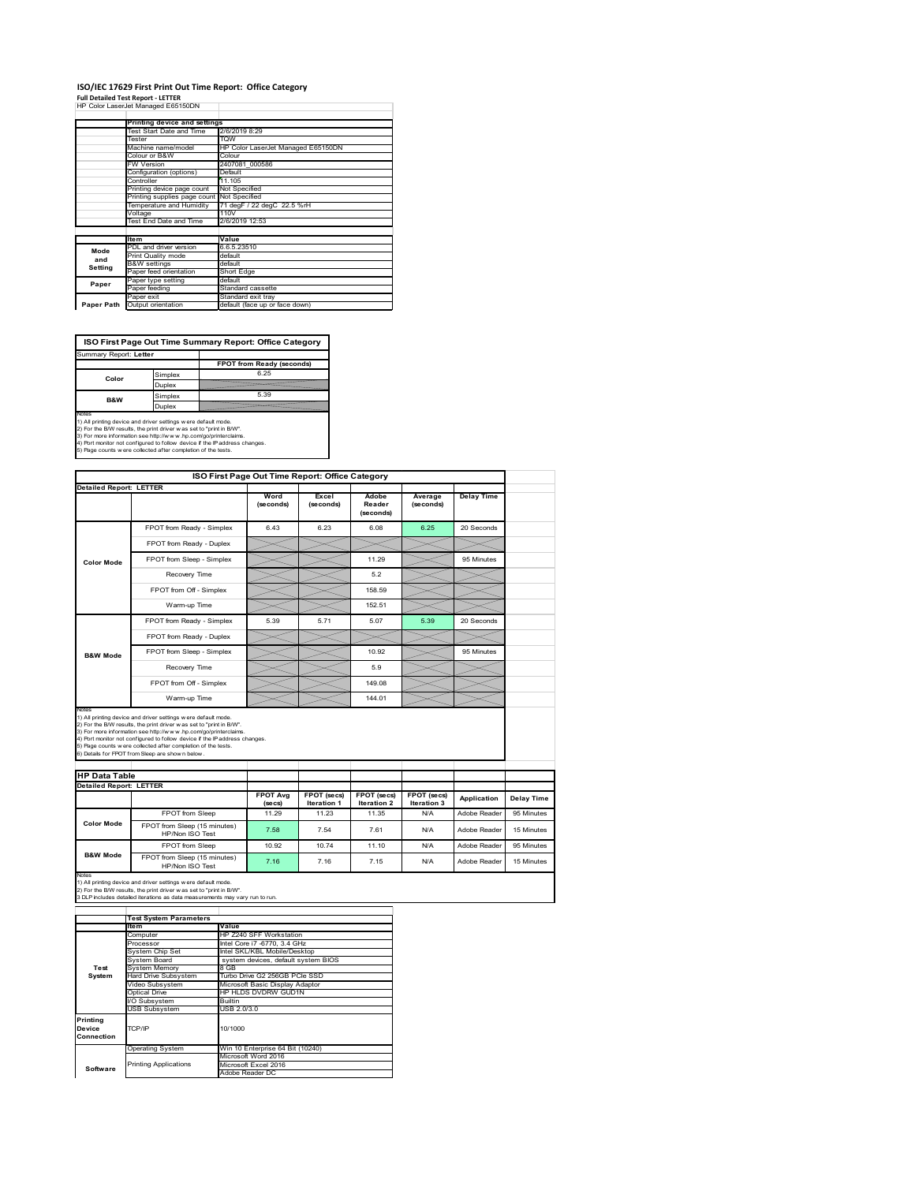# ISO/IEC 17629 First Print Out Time Report: Office Category

**Full Detailed Test Report - LETTER**

HP Color LaserJet Managed E65150DN

| | Printing device and settings | |
|---|---|---|
| | Test Start Date and Time | 2/6/2019 8:29 |
| | Tester | TQW |
| | Machine name/model | HP Color LaserJet Managed E65150DN |
| | Colour or B&W | Colour |
| | FW Version | 2407081_000586 |
| | Configuration (options) | Default |
| | Controller | 11.105 |
| | Printing device page count | Not Specified |
| | Printing supplies page count | Not Specified |
| | Temperature and Humidity | 71 degF / 22 degC 22.5 %rH |
| | Voltage | 110V |
| | Test End Date and Time | 2/6/2019 12:53 |

| | Item | Value |
|---|---|---|
| Mode and Setting | PDL and driver version | 6.6.5.23510 |
| | Print Quality mode | default |
| | B&W settings | default |
| | Paper feed orientation | Short Edge |
| Paper | Paper type setting | default |
| | Paper feeding | Standard cassette |
| | Paper exit | Standard exit tray |
| Paper Path | Output orientation | default (face up or face down) |

**ISO First Page Out Time Summary Report: Office Category**

Summary Report: **Letter**

| | | FPOT from Ready (seconds) |
|---|---|---|
| Color | Simplex | 6.25 |
| | Duplex | |
| B&W | Simplex | 5.39 |
| | Duplex | |

Notes
1) All printing device and driver settings were default mode.
2) For the B/W results, the print driver was set to "print in B/W".
3) For more information see http://www.hp.com/go/printerclaims.
4) Port monitor not configured to follow device if the IP address changes.
5) Page counts were collected after completion of the tests.

**ISO First Page Out Time Report: Office Category**

Detailed Report: LETTER

| | | Word (seconds) | Excel (seconds) | Adobe Reader (seconds) | Average (seconds) | Delay Time |
|---|---|---|---|---|---|---|
| Color Mode | FPOT from Ready - Simplex | 6.43 | 6.23 | 6.08 | 6.25 | 20 Seconds |
| | FPOT from Ready - Duplex | | | | | |
| | FPOT from Sleep - Simplex | | | 11.29 | | 95 Minutes |
| | Recovery Time | | | 5.2 | | |
| | FPOT from Off - Simplex | | | 158.59 | | |
| | Warm-up Time | | | 152.51 | | |
| B&W Mode | FPOT from Ready - Simplex | 5.39 | 5.71 | 5.07 | 5.39 | 20 Seconds |
| | FPOT from Ready - Duplex | | | | | |
| | FPOT from Sleep - Simplex | | | 10.92 | | 95 Minutes |
| | Recovery Time | | | 5.9 | | |
| | FPOT from Off - Simplex | | | 149.08 | | |
| | Warm-up Time | | | 144.01 | | |

Notes
1) All printing device and driver settings were default mode.
2) For the B/W results, the print driver was set to "print in B/W".
3) For more information see http://www.hp.com/go/printerclaims.
4) Port monitor not configured to follow device if the IP address changes.
5) Page counts were collected after completion of the tests.
6) Details for FPOT from Sleep are shown below.

**HP Data Table**

Detailed Report: LETTER

| | | FPOT Avg (secs) | FPOT (secs) Iteration 1 | FPOT (secs) Iteration 2 | FPOT (secs) Iteration 3 | Application | Delay Time |
|---|---|---|---|---|---|---|---|
| Color Mode | FPOT from Sleep | 11.29 | 11.23 | 11.35 | N/A | Adobe Reader | 95 Minutes |
| | FPOT from Sleep (15 minutes) HP/Non ISO Test | 7.58 | 7.54 | 7.61 | N/A | Adobe Reader | 15 Minutes |
| B&W Mode | FPOT from Sleep | 10.92 | 10.74 | 11.10 | N/A | Adobe Reader | 95 Minutes |
| | FPOT from Sleep (15 minutes) HP/Non ISO Test | 7.16 | 7.16 | 7.15 | N/A | Adobe Reader | 15 Minutes |

Notes
1) All printing device and driver settings were default mode.
2) For the B/W results, the print driver was set to "print in B/W".
3 DLP includes detailed iterations as data measurements may vary run to run.

| | Test System Parameters | |
|---|---|---|
| | Item | Value |
| Test System | Computer | HP Z240 SFF Workstation |
| | Processor | Intel Core i7 -6770, 3.4 GHz |
| | System Chip Set | Intel SKL/KBL Mobile/Desktop |
| | System Board | system devices, default system BIOS |
| | System Memory | 8 GB |
| | Hard Drive Subsystem | Turbo Drive G2 256GB PCIe SSD |
| | Video Subsystem | Microsoft Basic Display Adaptor |
| | Optical Drive | HP HLDS DVDRW GUD1N |
| | I/O Subsystem | Builtin |
| | USB Subsystem | USB 2.0/3.0 |
| Printing Device Connection | TCP/IP | 10/1000 |
| Software | Operating System | Win 10 Enterprise 64 Bit (10240) |
| | Printing Applications | Microsoft Word 2016<br>Microsoft Excel 2016<br>Adobe Reader DC |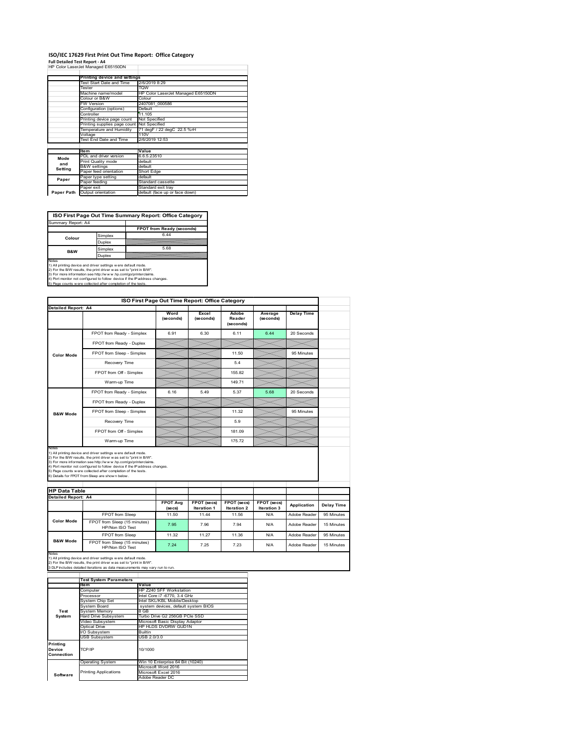# ISO/IEC 17629 First Print Out Time Report: Office Category

**Full Detailed Test Report - A4**

HP Color LaserJet Managed E65150DN

| | | |
|---|---|---|
| | **Printing device and settings** | |
| | Test Start Date and Time | 2/6/2019 8:29 |
| | Tester | TQW |
| | Machine name/model | HP Color LaserJet Managed E65150DN |
| | Colour or B&W | Colour |
| | FW Version | 2407081_000586 |
| | Configuration (options) | Default |
| | Controller | 11.105 |
| | Printing device page count | Not Specified |
| | Printing supplies page count | Not Specified |
| | Temperature and Humidity | 71 degF / 22 degC 22.5 %rH |
| | Voltage | 110V |
| | Test End Date and Time | 2/6/2019 12:53 |
| | **Item** | **Value** |
| Mode and Setting | PDL and driver version | 6.6.5.23510 |
| | Print Quality mode | default |
| | B&W settings | default |
| | Paper feed orientation | Short Edge |
| Paper | Paper type setting | default |
| | Paper feeding | Standard cassette |
| Paper Path | Paper exit | Standard exit tray |
| | Output orientation | default (face up or face down) |

## ISO First Page Out Time Summary Report: Office Category

Summary Report: A4

| | | FPOT from Ready (seconds) |
|---|---|---|
| Colour | Simplex | 6.44 |
| | Duplex | |
| B&W | Simplex | 5.68 |
| | Duplex | |

Notes
1) All printing device and driver settings were default mode.
2) For the B/W results, the print driver was set to "print in B/W".
3) For more information see http://www.hp.com/go/printerclaims.
4) Port monitor not configured to follow device if the IP address changes.
5) Page counts were collected after completion of the tests.

## ISO First Page Out Time Report: Office Category

Detailed Report: A4

| | | Word (seconds) | Excel (seconds) | Adobe Reader (seconds) | Average (seconds) | Delay Time |
|---|---|---|---|---|---|---|
| Color Mode | FPOT from Ready - Simplex | 6.91 | 6.30 | 6.11 | 6.44 | 20 Seconds |
| | FPOT from Ready - Duplex | | | | | |
| | FPOT from Sleep - Simplex | | | 11.50 | | 95 Minutes |
| | Recovery Time | | | 5.4 | | |
| | FPOT from Off - Simplex | | | 155.82 | | |
| | Warm-up Time | | | 149.71 | | |
| B&W Mode | FPOT from Ready - Simplex | 6.16 | 5.49 | 5.37 | 5.68 | 20 Seconds |
| | FPOT from Ready - Duplex | | | | | |
| | FPOT from Sleep - Simplex | | | 11.32 | | 95 Minutes |
| | Recovery Time | | | 5.9 | | |
| | FPOT from Off - Simplex | | | 181.09 | | |
| | Warm-up Time | | | 175.72 | | |

Notes
1) All printing device and driver settings were default mode.
2) For the B/W results, the print driver was set to "print in B/W".
3) For more information see http://www.hp.com/go/printerclaims.
4) Port monitor not configured to follow device if the IP address changes.
5) Page counts were collected after completion of the tests.
6) Details for FPOT from Sleep are shown below.

## HP Data Table

Detailed Report: A4

| | | FPOT Avg (secs) | FPOT (secs) Iteration 1 | FPOT (secs) Iteration 2 | FPOT (secs) Iteration 3 | Application | Delay Time |
|---|---|---|---|---|---|---|---|
| Color Mode | FPOT from Sleep | 11.50 | 11.44 | 11.56 | N/A | Adobe Reader | 95 Minutes |
| | FPOT from Sleep (15 minutes) HP/Non ISO Test | 7.95 | 7.96 | 7.94 | N/A | Adobe Reader | 15 Minutes |
| B&W Mode | FPOT from Sleep | 11.32 | 11.27 | 11.36 | N/A | Adobe Reader | 95 Minutes |
| | FPOT from Sleep (15 minutes) HP/Non ISO Test | 7.24 | 7.25 | 7.23 | N/A | Adobe Reader | 15 Minutes |

Notes
1) All printing device and driver settings were default mode.
2) For the B/W results, the print driver was set to "print in B/W".
3 DLP includes detailed iterations as data measurements may vary run to run.

| | | |
|---|---|---|
| | **Test System Parameters** | |
| | **Item** | **Value** |
| Test System | Computer | HP Z240 SFF Workstation |
| | Processor | Intel Core i7 -6770, 3.4 GHz |
| | System Chip Set | Intel SKL/KBL Mobile/Desktop |
| | System Board | system devices, default system BIOS |
| | System Memory | 8 GB |
| | Hard Drive Subsystem | Turbo Drive G2 256GB PCIe SSD |
| | Video Subsystem | Microsoft Basic Display Adaptor |
| | Optical Drive | HP HLDS DVDRW GUD1N |
| | I/O Subsystem | Builtin |
| | USB Subsystem | USB 2.0/3.0 |
| Printing Device Connection | TCP/IP | 10/1000 |
| Software | Operating System | Win 10 Enterprise 64 Bit (10240) |
| | Printing Applications | Microsoft Word 2016<br>Microsoft Excel 2016<br>Adobe Reader DC |